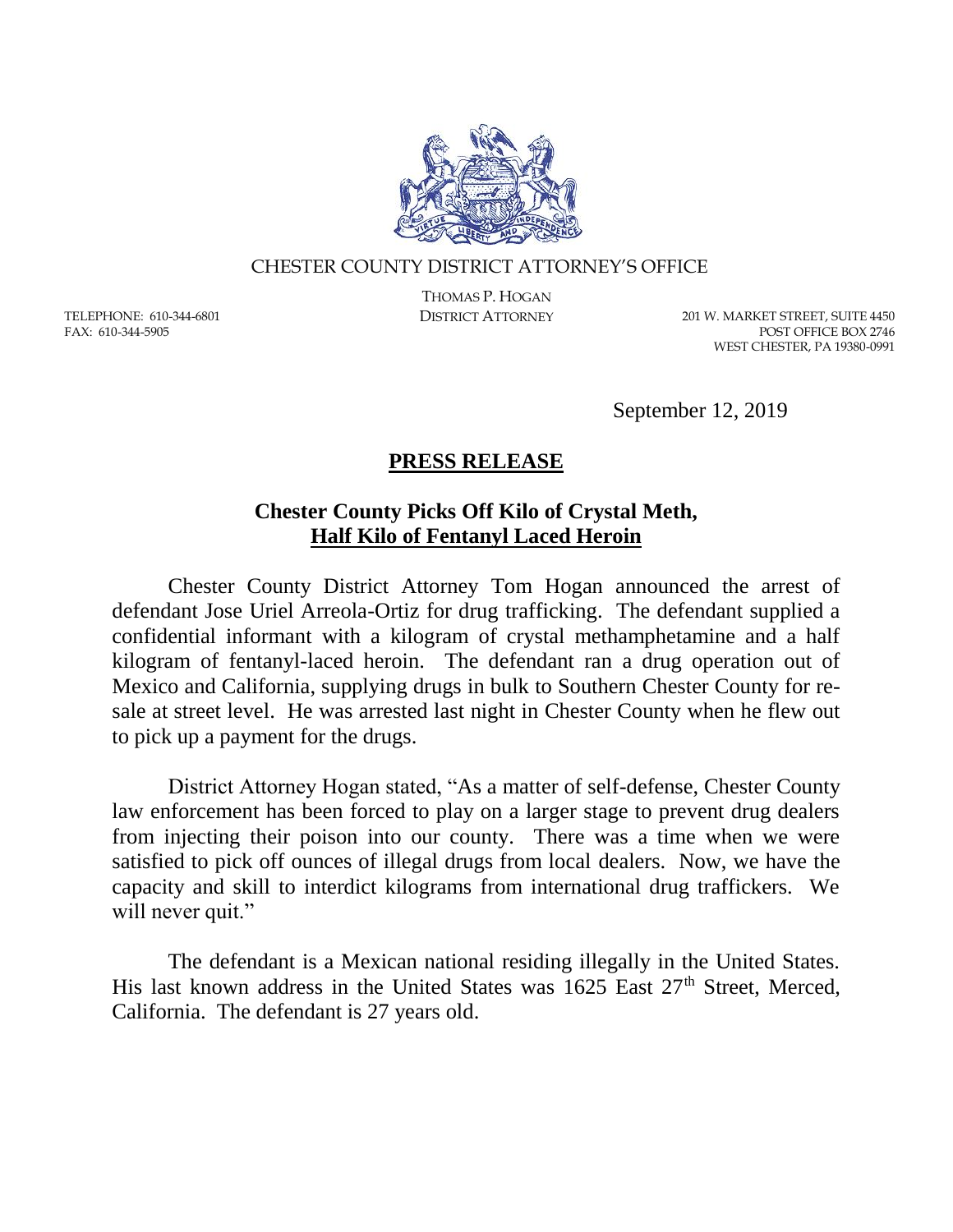CHESTER COUNTY DISTRICT ATTORNEY'S OFFICE

THOMAS P. HOGAN
DISTRICT ATTORNEY

TELEPHONE: 610-344-6801
FAX: 610-344-5905

201 W. MARKET STREET, SUITE 4450
POST OFFICE BOX 2746
WEST CHESTER, PA 19380-0991

September 12, 2019

# PRESS RELEASE

## Chester County Picks Off Kilo of Crystal Meth, Half Kilo of Fentanyl Laced Heroin

Chester County District Attorney Tom Hogan announced the arrest of defendant Jose Uriel Arreola-Ortiz for drug trafficking. The defendant supplied a confidential informant with a kilogram of crystal methamphetamine and a half kilogram of fentanyl-laced heroin. The defendant ran a drug operation out of Mexico and California, supplying drugs in bulk to Southern Chester County for re-sale at street level. He was arrested last night in Chester County when he flew out to pick up a payment for the drugs.

District Attorney Hogan stated, "As a matter of self-defense, Chester County law enforcement has been forced to play on a larger stage to prevent drug dealers from injecting their poison into our county. There was a time when we were satisfied to pick off ounces of illegal drugs from local dealers. Now, we have the capacity and skill to interdict kilograms from international drug traffickers. We will never quit."

The defendant is a Mexican national residing illegally in the United States. His last known address in the United States was 1625 East 27th Street, Merced, California. The defendant is 27 years old.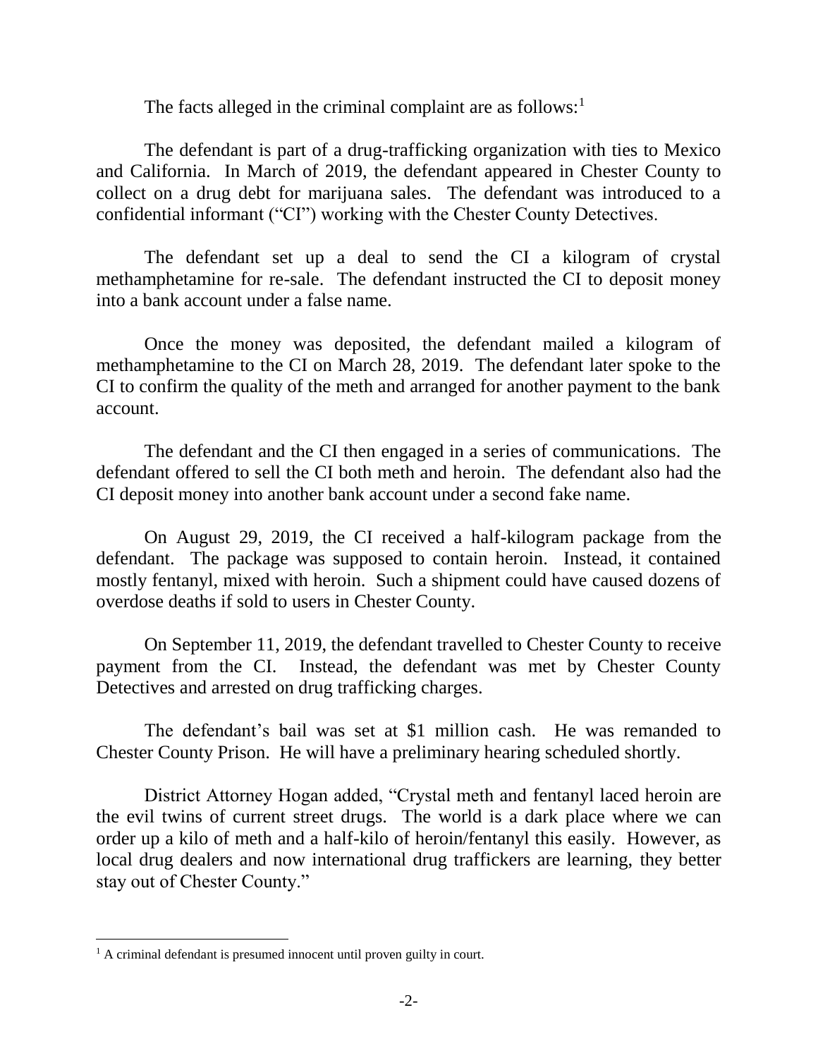The facts alleged in the criminal complaint are as follows:[1]

The defendant is part of a drug-trafficking organization with ties to Mexico and California. In March of 2019, the defendant appeared in Chester County to collect on a drug debt for marijuana sales. The defendant was introduced to a confidential informant ("CI") working with the Chester County Detectives.

The defendant set up a deal to send the CI a kilogram of crystal methamphetamine for re-sale. The defendant instructed the CI to deposit money into a bank account under a false name.

Once the money was deposited, the defendant mailed a kilogram of methamphetamine to the CI on March 28, 2019. The defendant later spoke to the CI to confirm the quality of the meth and arranged for another payment to the bank account.

The defendant and the CI then engaged in a series of communications. The defendant offered to sell the CI both meth and heroin. The defendant also had the CI deposit money into another bank account under a second fake name.

On August 29, 2019, the CI received a half-kilogram package from the defendant. The package was supposed to contain heroin. Instead, it contained mostly fentanyl, mixed with heroin. Such a shipment could have caused dozens of overdose deaths if sold to users in Chester County.

On September 11, 2019, the defendant travelled to Chester County to receive payment from the CI. Instead, the defendant was met by Chester County Detectives and arrested on drug trafficking charges.

The defendant's bail was set at $1 million cash. He was remanded to Chester County Prison. He will have a preliminary hearing scheduled shortly.

District Attorney Hogan added, "Crystal meth and fentanyl laced heroin are the evil twins of current street drugs. The world is a dark place where we can order up a kilo of meth and a half-kilo of heroin/fentanyl this easily. However, as local drug dealers and now international drug traffickers are learning, they better stay out of Chester County."

---

[1] A criminal defendant is presumed innocent until proven guilty in court.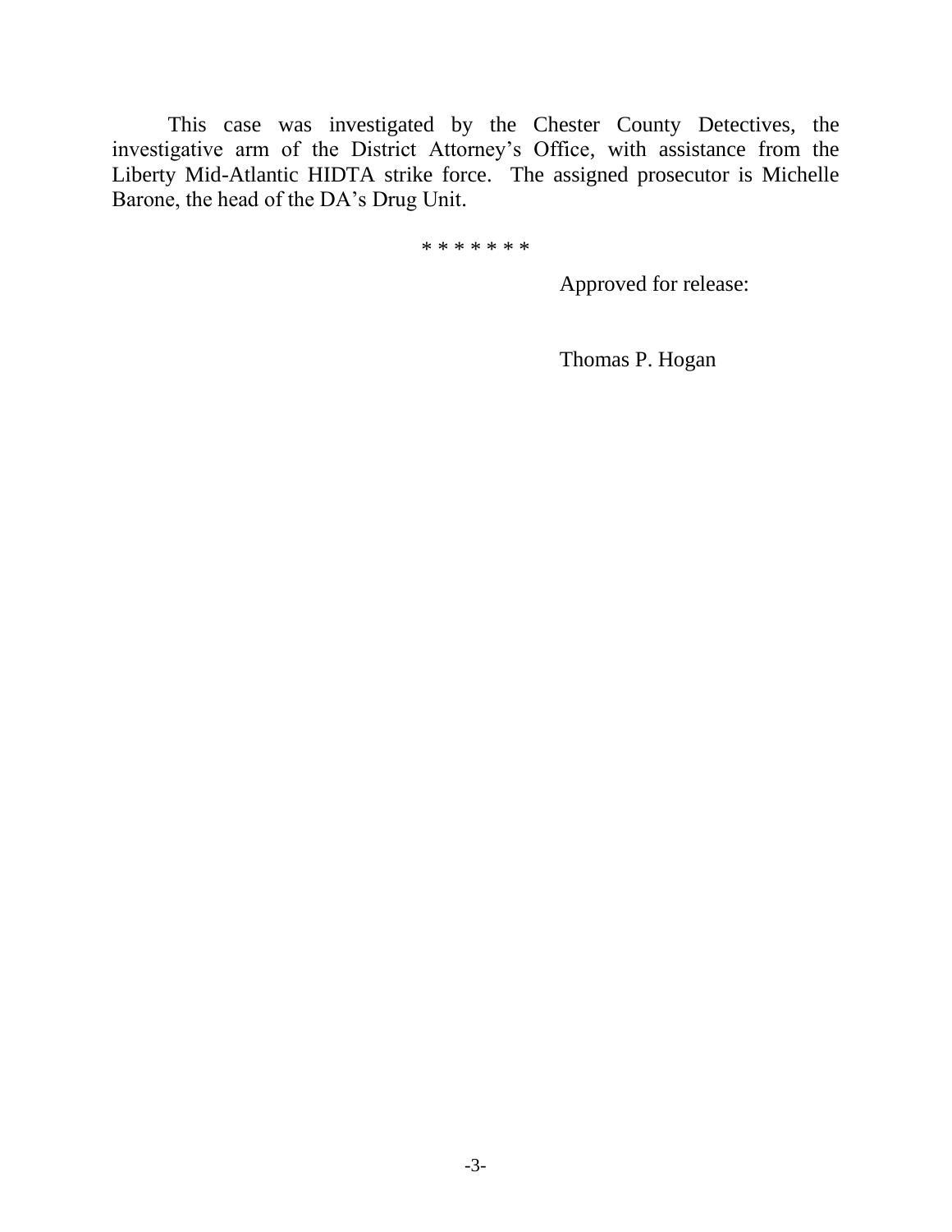This case was investigated by the Chester County Detectives, the investigative arm of the District Attorney's Office, with assistance from the Liberty Mid-Atlantic HIDTA strike force. The assigned prosecutor is Michelle Barone, the head of the DA's Drug Unit.

\* \* \* \* \* \* \*

Approved for release:

Thomas P. Hogan